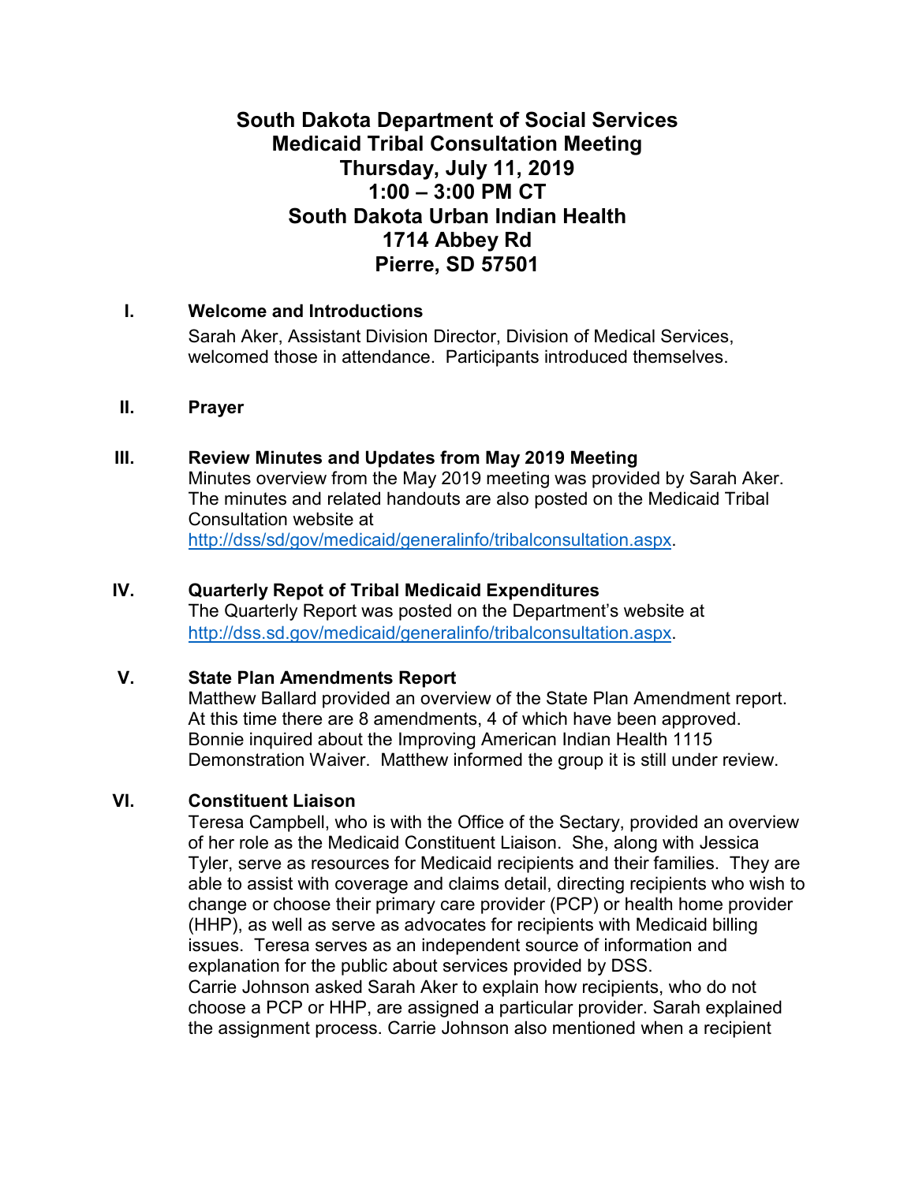# South Dakota Department of Social Services
# Medicaid Tribal Consultation Meeting
# Thursday, July 11, 2019
# 1:00 – 3:00 PM CT
# South Dakota Urban Indian Health
# 1714 Abbey Rd
# Pierre, SD 57501

## I. Welcome and Introductions

Sarah Aker, Assistant Division Director, Division of Medical Services, welcomed those in attendance. Participants introduced themselves.

## II. Prayer

## III. Review Minutes and Updates from May 2019 Meeting

Minutes overview from the May 2019 meeting was provided by Sarah Aker. The minutes and related handouts are also posted on the Medicaid Tribal Consultation website at http://dss/sd/gov/medicaid/generalinfo/tribalconsultation.aspx.

## IV. Quarterly Repot of Tribal Medicaid Expenditures

The Quarterly Report was posted on the Department's website at http://dss.sd.gov/medicaid/generalinfo/tribalconsultation.aspx.

## V. State Plan Amendments Report

Matthew Ballard provided an overview of the State Plan Amendment report. At this time there are 8 amendments, 4 of which have been approved. Bonnie inquired about the Improving American Indian Health 1115 Demonstration Waiver. Matthew informed the group it is still under review.

## VI. Constituent Liaison

Teresa Campbell, who is with the Office of the Sectary, provided an overview of her role as the Medicaid Constituent Liaison. She, along with Jessica Tyler, serve as resources for Medicaid recipients and their families. They are able to assist with coverage and claims detail, directing recipients who wish to change or choose their primary care provider (PCP) or health home provider (HHP), as well as serve as advocates for recipients with Medicaid billing issues. Teresa serves as an independent source of information and explanation for the public about services provided by DSS.

Carrie Johnson asked Sarah Aker to explain how recipients, who do not choose a PCP or HHP, are assigned a particular provider. Sarah explained the assignment process. Carrie Johnson also mentioned when a recipient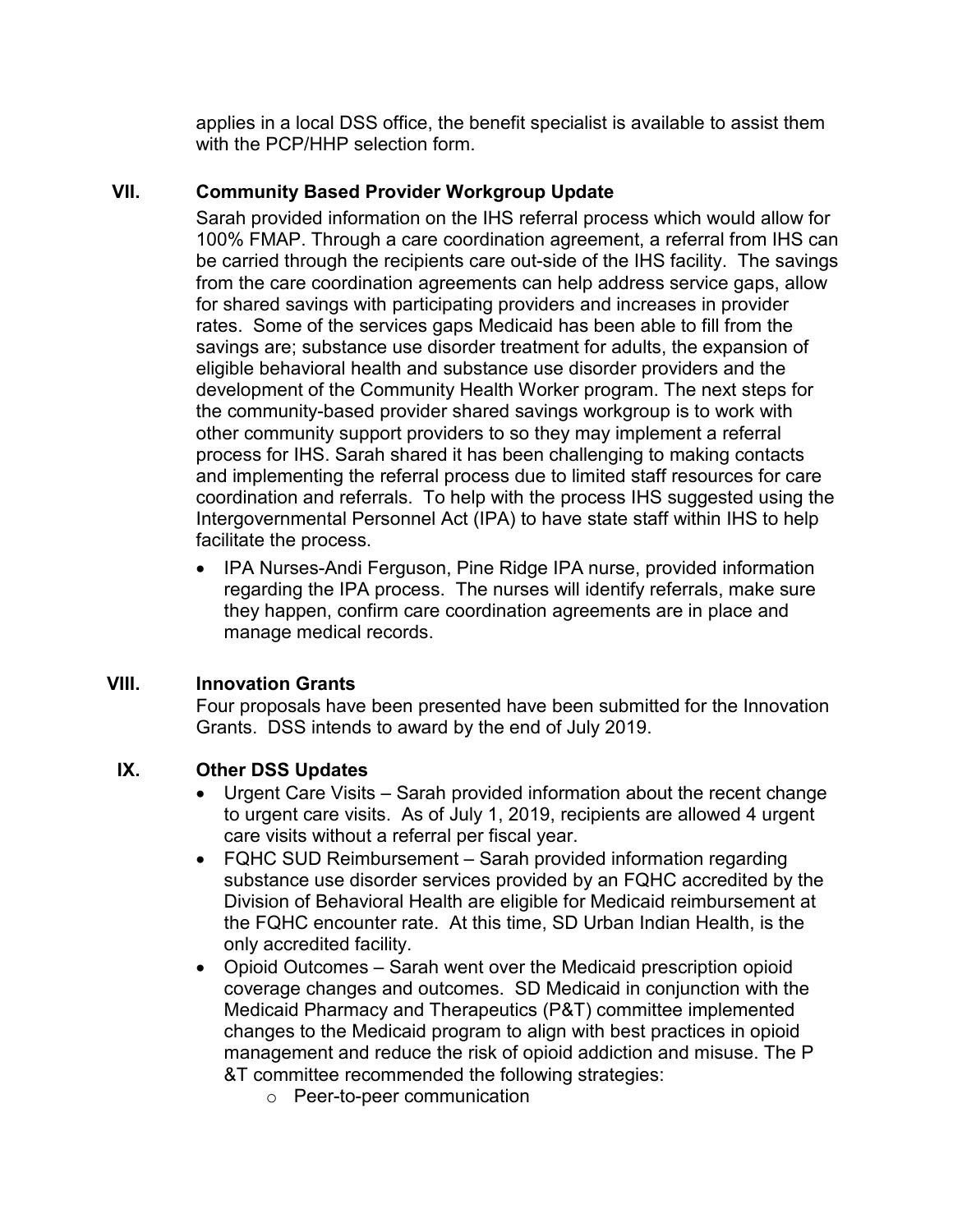applies in a local DSS office, the benefit specialist is available to assist them with the PCP/HHP selection form.

## VII. Community Based Provider Workgroup Update

Sarah provided information on the IHS referral process which would allow for 100% FMAP. Through a care coordination agreement, a referral from IHS can be carried through the recipients care out-side of the IHS facility. The savings from the care coordination agreements can help address service gaps, allow for shared savings with participating providers and increases in provider rates. Some of the services gaps Medicaid has been able to fill from the savings are; substance use disorder treatment for adults, the expansion of eligible behavioral health and substance use disorder providers and the development of the Community Health Worker program. The next steps for the community-based provider shared savings workgroup is to work with other community support providers to so they may implement a referral process for IHS. Sarah shared it has been challenging to making contacts and implementing the referral process due to limited staff resources for care coordination and referrals. To help with the process IHS suggested using the Intergovernmental Personnel Act (IPA) to have state staff within IHS to help facilitate the process.

- IPA Nurses-Andi Ferguson, Pine Ridge IPA nurse, provided information regarding the IPA process. The nurses will identify referrals, make sure they happen, confirm care coordination agreements are in place and manage medical records.

## VIII. Innovation Grants

Four proposals have been presented have been submitted for the Innovation Grants. DSS intends to award by the end of July 2019.

## IX. Other DSS Updates

- Urgent Care Visits – Sarah provided information about the recent change to urgent care visits. As of July 1, 2019, recipients are allowed 4 urgent care visits without a referral per fiscal year.
- FQHC SUD Reimbursement – Sarah provided information regarding substance use disorder services provided by an FQHC accredited by the Division of Behavioral Health are eligible for Medicaid reimbursement at the FQHC encounter rate. At this time, SD Urban Indian Health, is the only accredited facility.
- Opioid Outcomes – Sarah went over the Medicaid prescription opioid coverage changes and outcomes. SD Medicaid in conjunction with the Medicaid Pharmacy and Therapeutics (P&T) committee implemented changes to the Medicaid program to align with best practices in opioid management and reduce the risk of opioid addiction and misuse. The P &T committee recommended the following strategies:
  - Peer-to-peer communication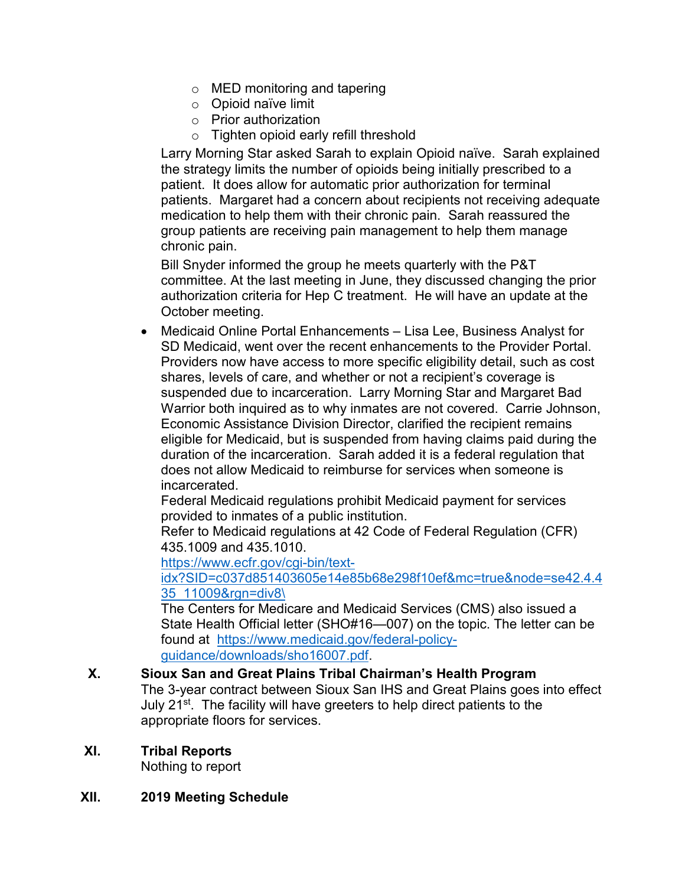- MED monitoring and tapering
  - Opioid naïve limit
  - Prior authorization
  - Tighten opioid early refill threshold

  Larry Morning Star asked Sarah to explain Opioid naïve. Sarah explained the strategy limits the number of opioids being initially prescribed to a patient. It does allow for automatic prior authorization for terminal patients. Margaret had a concern about recipients not receiving adequate medication to help them with their chronic pain. Sarah reassured the group patients are receiving pain management to help them manage chronic pain.

  Bill Snyder informed the group he meets quarterly with the P&T committee. At the last meeting in June, they discussed changing the prior authorization criteria for Hep C treatment. He will have an update at the October meeting.

- Medicaid Online Portal Enhancements – Lisa Lee, Business Analyst for SD Medicaid, went over the recent enhancements to the Provider Portal. Providers now have access to more specific eligibility detail, such as cost shares, levels of care, and whether or not a recipient's coverage is suspended due to incarceration. Larry Morning Star and Margaret Bad Warrior both inquired as to why inmates are not covered. Carrie Johnson, Economic Assistance Division Director, clarified the recipient remains eligible for Medicaid, but is suspended from having claims paid during the duration of the incarceration. Sarah added it is a federal regulation that does not allow Medicaid to reimburse for services when someone is incarcerated.

  Federal Medicaid regulations prohibit Medicaid payment for services provided to inmates of a public institution.

  Refer to Medicaid regulations at 42 Code of Federal Regulation (CFR) 435.1009 and 435.1010.

  [https://www.ecfr.gov/cgi-bin/text-idx?SID=c037d851403605e14e85b68e298f10ef&mc=true&node=se42.4.435_11009&rgn=div8\](https://www.ecfr.gov/cgi-bin/text-idx?SID=c037d851403605e14e85b68e298f10ef&mc=true&node=se42.4.435_11009&rgn=div8\)

  The Centers for Medicare and Medicaid Services (CMS) also issued a State Health Official letter (SHO#16—007) on the topic. The letter can be found at [https://www.medicaid.gov/federal-policy-guidance/downloads/sho16007.pdf](https://www.medicaid.gov/federal-policy-guidance/downloads/sho16007.pdf).

**X. Sioux San and Great Plains Tribal Chairman's Health Program**

The 3-year contract between Sioux San IHS and Great Plains goes into effect July 21st. The facility will have greeters to help direct patients to the appropriate floors for services.

**XI. Tribal Reports**

Nothing to report

**XII. 2019 Meeting Schedule**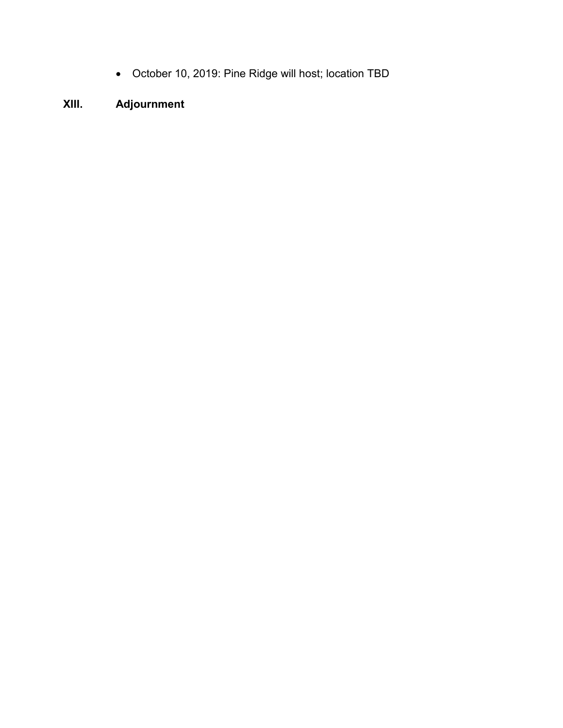- October 10, 2019: Pine Ridge will host; location TBD

## XIII. Adjournment